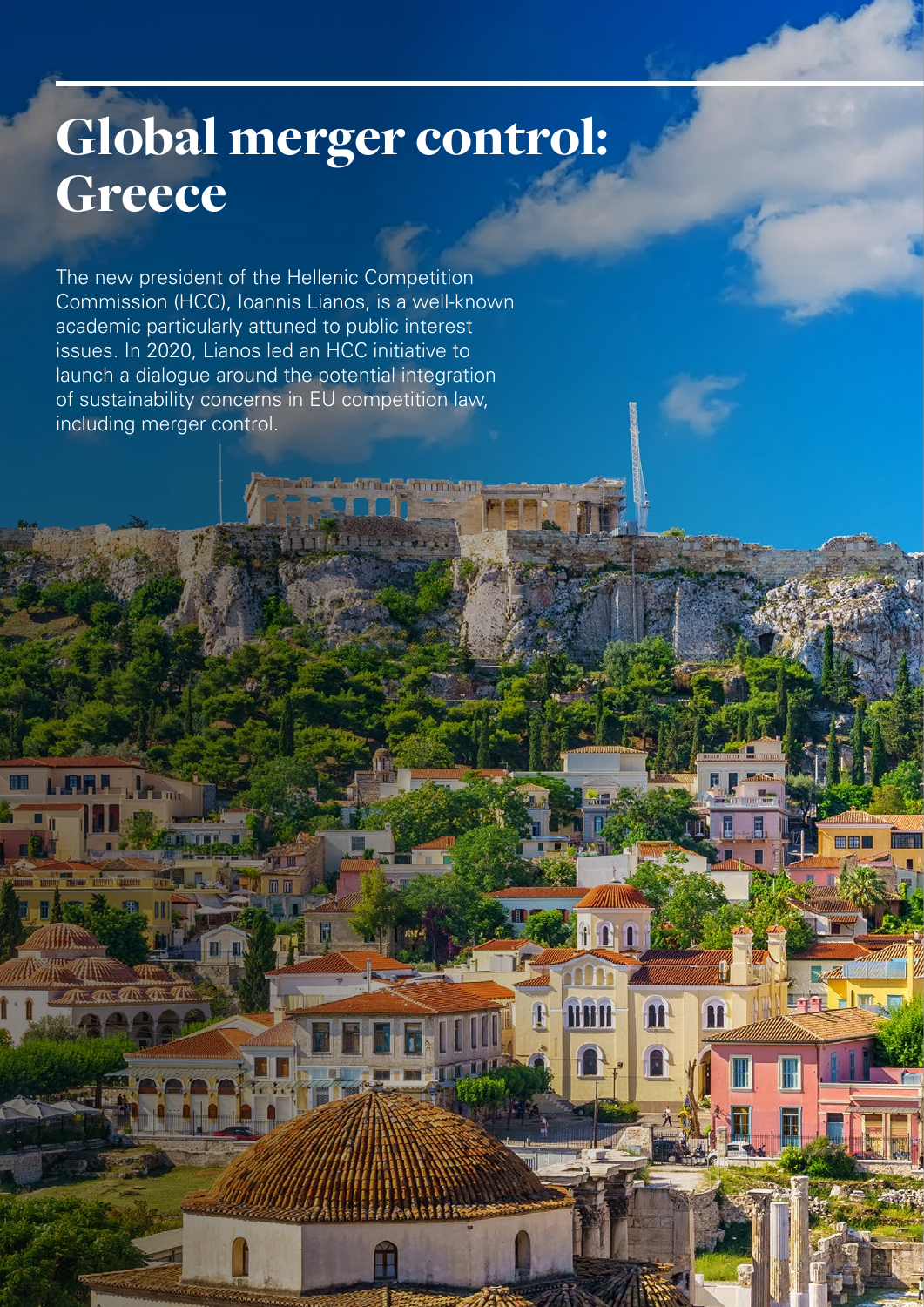# Global merger control: Greece

The new president of the Hellenic Competition Commission (HCC), Ioannis Lianos, is a well-known academic particularly attuned to public interest issues. In 2020, Lianos led an HCC initiative to launch a dialogue around the potential integration of sustainability concerns in EU competition law, including merger control.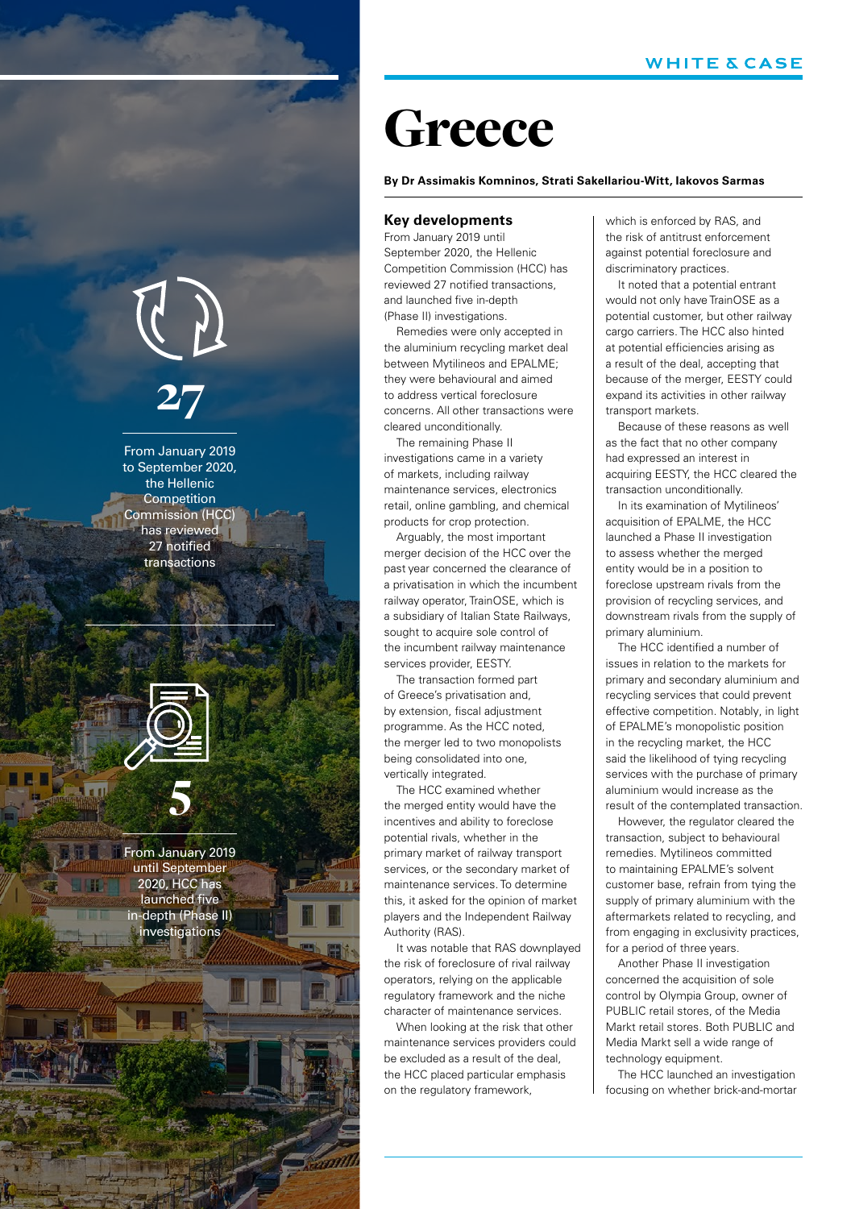# Greece

**By Dr Assimakis Komninos, Strati Sakellariou-Witt, Iakovos Sarmas**

**27**

From January 2019 to September 2020, the Hellenic Competition Commission (HCC) has reviewed 27 notified transactions

**5**

From January 2019 until September 2020, HCC has launched five in-depth (Phase II) investigations

## Key developments

From January 2019 until September 2020, the Hellenic Competition Commission (HCC) has reviewed 27 notified transactions, and launched five in-depth (Phase II) investigations.

Remedies were only accepted in the aluminium recycling market deal between Mytilineos and EPALME; they were behavioural and aimed to address vertical foreclosure concerns. All other transactions were cleared unconditionally.

The remaining Phase II investigations came in a variety of markets, including railway maintenance services, electronics retail, online gambling, and chemical products for crop protection.

Arguably, the most important merger decision of the HCC over the past year concerned the clearance of a privatisation in which the incumbent railway operator, TrainOSE, which is a subsidiary of Italian State Railways, sought to acquire sole control of the incumbent railway maintenance services provider, EESTY.

The transaction formed part of Greece's privatisation and, by extension, fiscal adjustment programme. As the HCC noted, the merger led to two monopolists being consolidated into one, vertically integrated.

The HCC examined whether the merged entity would have the incentives and ability to foreclose potential rivals, whether in the primary market of railway transport services, or the secondary market of maintenance services. To determine this, it asked for the opinion of market players and the Independent Railway Authority (RAS).

It was notable that RAS downplayed the risk of foreclosure of rival railway operators, relying on the applicable regulatory framework and the niche character of maintenance services.

When looking at the risk that other maintenance services providers could be excluded as a result of the deal, the HCC placed particular emphasis on the regulatory framework, which is enforced by RAS, and the risk of antitrust enforcement against potential foreclosure and discriminatory practices.

It noted that a potential entrant would not only have TrainOSE as a potential customer, but other railway cargo carriers. The HCC also hinted at potential efficiencies arising as a result of the deal, accepting that because of the merger, EESTY could expand its activities in other railway transport markets.

Because of these reasons as well as the fact that no other company had expressed an interest in acquiring EESTY, the HCC cleared the transaction unconditionally.

In its examination of Mytilineos' acquisition of EPALME, the HCC launched a Phase II investigation to assess whether the merged entity would be in a position to foreclose upstream rivals from the provision of recycling services, and downstream rivals from the supply of primary aluminium.

The HCC identified a number of issues in relation to the markets for primary and secondary aluminium and recycling services that could prevent effective competition. Notably, in light of EPALME's monopolistic position in the recycling market, the HCC said the likelihood of tying recycling services with the purchase of primary aluminium would increase as the result of the contemplated transaction.

However, the regulator cleared the transaction, subject to behavioural remedies. Mytilineos committed to maintaining EPALME's solvent customer base, refrain from tying the supply of primary aluminium with the aftermarkets related to recycling, and from engaging in exclusivity practices, for a period of three years.

Another Phase II investigation concerned the acquisition of sole control by Olympia Group, owner of PUBLIC retail stores, of the Media Markt retail stores. Both PUBLIC and Media Markt sell a wide range of technology equipment.

The HCC launched an investigation focusing on whether brick-and-mortar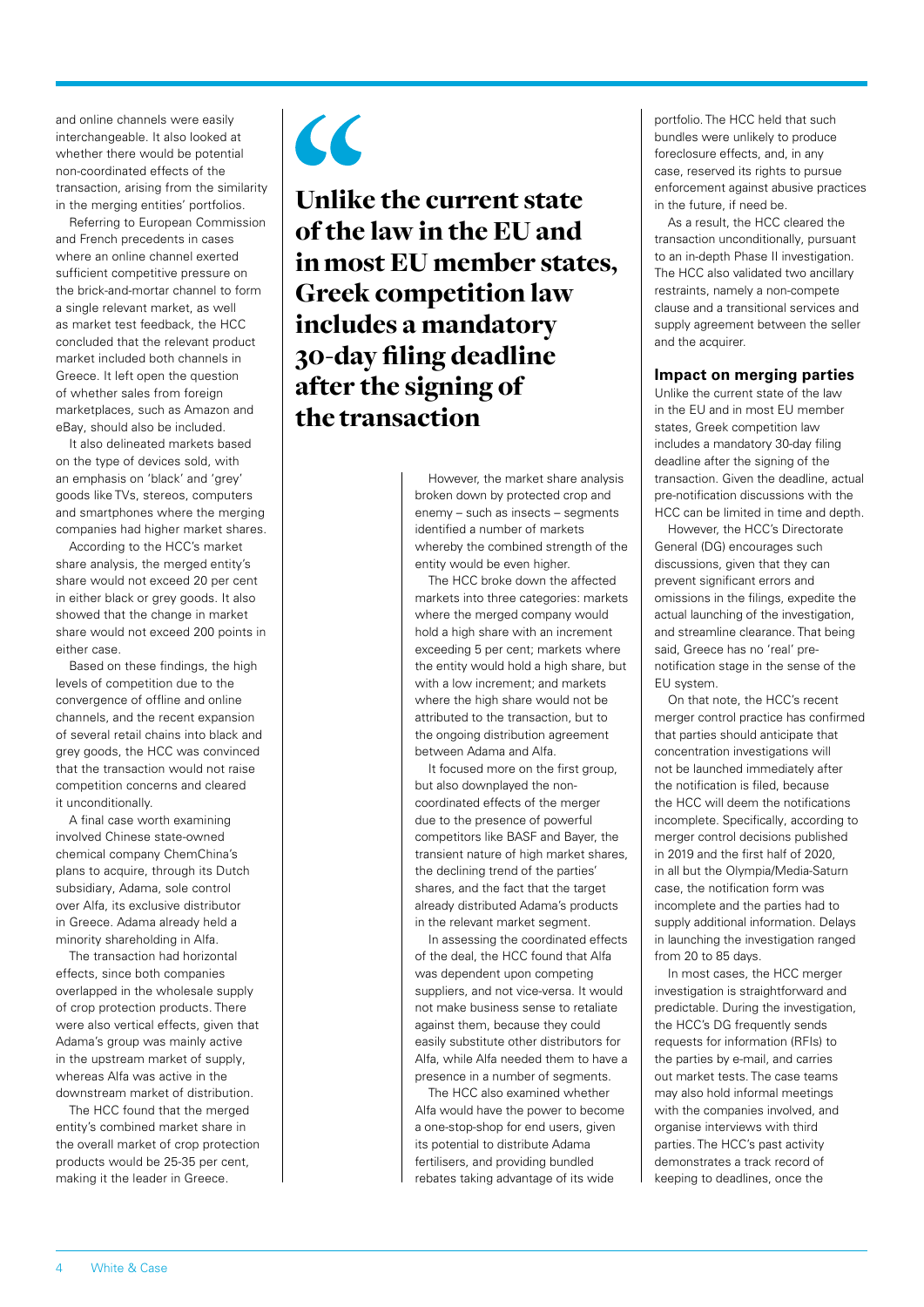and online channels were easily interchangeable. It also looked at whether there would be potential non-coordinated effects of the transaction, arising from the similarity in the merging entities' portfolios.

Referring to European Commission and French precedents in cases where an online channel exerted sufficient competitive pressure on the brick-and-mortar channel to form a single relevant market, as well as market test feedback, the HCC concluded that the relevant product market included both channels in Greece. It left open the question of whether sales from foreign marketplaces, such as Amazon and eBay, should also be included.

It also delineated markets based on the type of devices sold, with an emphasis on 'black' and 'grey' goods like TVs, stereos, computers and smartphones where the merging companies had higher market shares.

According to the HCC's market share analysis, the merged entity's share would not exceed 20 per cent in either black or grey goods. It also showed that the change in market share would not exceed 200 points in either case.

Based on these findings, the high levels of competition due to the convergence of offline and online channels, and the recent expansion of several retail chains into black and grey goods, the HCC was convinced that the transaction would not raise competition concerns and cleared it unconditionally.

A final case worth examining involved Chinese state-owned chemical company ChemChina's plans to acquire, through its Dutch subsidiary, Adama, sole control over Alfa, its exclusive distributor in Greece. Adama already held a minority shareholding in Alfa.

The transaction had horizontal effects, since both companies overlapped in the wholesale supply of crop protection products. There were also vertical effects, given that Adama's group was mainly active in the upstream market of supply, whereas Alfa was active in the downstream market of distribution.

The HCC found that the merged entity's combined market share in the overall market of crop protection products would be 25-35 per cent, making it the leader in Greece.

> **Unlike the current state of the law in the EU and in most EU member states, Greek competition law includes a mandatory 30-day filing deadline after the signing of the transaction**

However, the market share analysis broken down by protected crop and enemy – such as insects – segments identified a number of markets whereby the combined strength of the entity would be even higher.

The HCC broke down the affected markets into three categories: markets where the merged company would hold a high share with an increment exceeding 5 per cent; markets where the entity would hold a high share, but with a low increment; and markets where the high share would not be attributed to the transaction, but to the ongoing distribution agreement between Adama and Alfa.

It focused more on the first group, but also downplayed the non-coordinated effects of the merger due to the presence of powerful competitors like BASF and Bayer, the transient nature of high market shares, the declining trend of the parties' shares, and the fact that the target already distributed Adama's products in the relevant market segment.

In assessing the coordinated effects of the deal, the HCC found that Alfa was dependent upon competing suppliers, and not vice-versa. It would not make business sense to retaliate against them, because they could easily substitute other distributors for Alfa, while Alfa needed them to have a presence in a number of segments.

The HCC also examined whether Alfa would have the power to become a one-stop-shop for end users, given its potential to distribute Adama fertilisers, and providing bundled rebates taking advantage of its wide portfolio. The HCC held that such bundles were unlikely to produce foreclosure effects, and, in any case, reserved its rights to pursue enforcement against abusive practices in the future, if need be.

As a result, the HCC cleared the transaction unconditionally, pursuant to an in-depth Phase II investigation. The HCC also validated two ancillary restraints, namely a non-compete clause and a transitional services and supply agreement between the seller and the acquirer.

### Impact on merging parties

Unlike the current state of the law in the EU and in most EU member states, Greek competition law includes a mandatory 30-day filing deadline after the signing of the transaction. Given the deadline, actual pre-notification discussions with the HCC can be limited in time and depth.

However, the HCC's Directorate General (DG) encourages such discussions, given that they can prevent significant errors and omissions in the filings, expedite the actual launching of the investigation, and streamline clearance. That being said, Greece has no 'real' pre-notification stage in the sense of the EU system.

On that note, the HCC's recent merger control practice has confirmed that parties should anticipate that concentration investigations will not be launched immediately after the notification is filed, because the HCC will deem the notifications incomplete. Specifically, according to merger control decisions published in 2019 and the first half of 2020, in all but the Olympia/Media-Saturn case, the notification form was incomplete and the parties had to supply additional information. Delays in launching the investigation ranged from 20 to 85 days.

In most cases, the HCC merger investigation is straightforward and predictable. During the investigation, the HCC's DG frequently sends requests for information (RFIs) to the parties by e-mail, and carries out market tests. The case teams may also hold informal meetings with the companies involved, and organise interviews with third parties. The HCC's past activity demonstrates a track record of keeping to deadlines, once the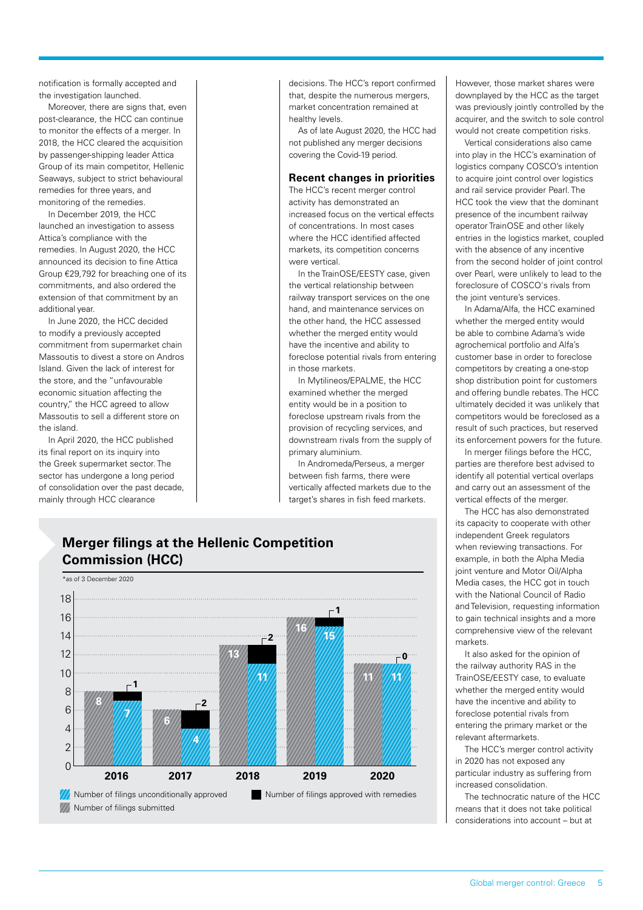notification is formally accepted and the investigation launched.

Moreover, there are signs that, even post-clearance, the HCC can continue to monitor the effects of a merger. In 2018, the HCC cleared the acquisition by passenger-shipping leader Attica Group of its main competitor, Hellenic Seaways, subject to strict behavioural remedies for three years, and monitoring of the remedies.

In December 2019, the HCC launched an investigation to assess Attica's compliance with the remedies. In August 2020, the HCC announced its decision to fine Attica Group €29,792 for breaching one of its commitments, and also ordered the extension of that commitment by an additional year.

In June 2020, the HCC decided to modify a previously accepted commitment from supermarket chain Massoutis to divest a store on Andros Island. Given the lack of interest for the store, and the "unfavourable economic situation affecting the country," the HCC agreed to allow Massoutis to sell a different store on the island.

In April 2020, the HCC published its final report on its inquiry into the Greek supermarket sector. The sector has undergone a long period of consolidation over the past decade, mainly through HCC clearance decisions. The HCC's report confirmed that, despite the numerous mergers, market concentration remained at healthy levels.

As of late August 2020, the HCC had not published any merger decisions covering the Covid-19 period.

## Recent changes in priorities

The HCC's recent merger control activity has demonstrated an increased focus on the vertical effects of concentrations. In most cases where the HCC identified affected markets, its competition concerns were vertical.

In the TrainOSE/EESTY case, given the vertical relationship between railway transport services on the one hand, and maintenance services on the other hand, the HCC assessed whether the merged entity would have the incentive and ability to foreclose potential rivals from entering in those markets.

In Mytilineos/EPALME, the HCC examined whether the merged entity would be in a position to foreclose upstream rivals from the provision of recycling services, and downstream rivals from the supply of primary aluminium.

In Andromeda/Perseus, a merger between fish farms, there were vertically affected markets due to the target's shares in fish feed markets. However, those market shares were downplayed by the HCC as the target was previously jointly controlled by the acquirer, and the switch to sole control would not create competition risks.

Vertical considerations also came into play in the HCC's examination of logistics company COSCO's intention to acquire joint control over logistics and rail service provider Pearl. The HCC took the view that the dominant presence of the incumbent railway operator TrainOSE and other likely entries in the logistics market, coupled with the absence of any incentive from the second holder of joint control over Pearl, were unlikely to lead to the foreclosure of COSCO's rivals from the joint venture's services.

In Adama/Alfa, the HCC examined whether the merged entity would be able to combine Adama's wide agrochemical portfolio and Alfa's customer base in order to foreclose competitors by creating a one-stop shop distribution point for customers and offering bundle rebates. The HCC ultimately decided it was unlikely that competitors would be foreclosed as a result of such practices, but reserved its enforcement powers for the future.

In merger filings before the HCC, parties are therefore best advised to identify all potential vertical overlaps and carry out an assessment of the vertical effects of the merger.

The HCC has also demonstrated its capacity to cooperate with other independent Greek regulators when reviewing transactions. For example, in both the Alpha Media joint venture and Motor Oil/Alpha Media cases, the HCC got in touch with the National Council of Radio and Television, requesting information to gain technical insights and a more comprehensive view of the relevant markets.

It also asked for the opinion of the railway authority RAS in the TrainOSE/EESTY case, to evaluate whether the merged entity would have the incentive and ability to foreclose potential rivals from entering the primary market or the relevant aftermarkets.

The HCC's merger control activity in 2020 has not exposed any particular industry as suffering from increased consolidation.

The technocratic nature of the HCC means that it does not take political considerations into account – but at

## Merger filings at the Hellenic Competition Commission (HCC)

*as of 3 December 2020

| Year | Number of filings submitted | Number of filings unconditionally approved | Number of filings approved with remedies |
|---|---|---|---|
| 2016 | 8 | 7 | 1 |
| 2017 | 6 | 4 | 2 |
| 2018 | 13 | 11 | 2 |
| 2019 | 16 | 15 | 1 |
| 2020 | 11 | 11 | 0 |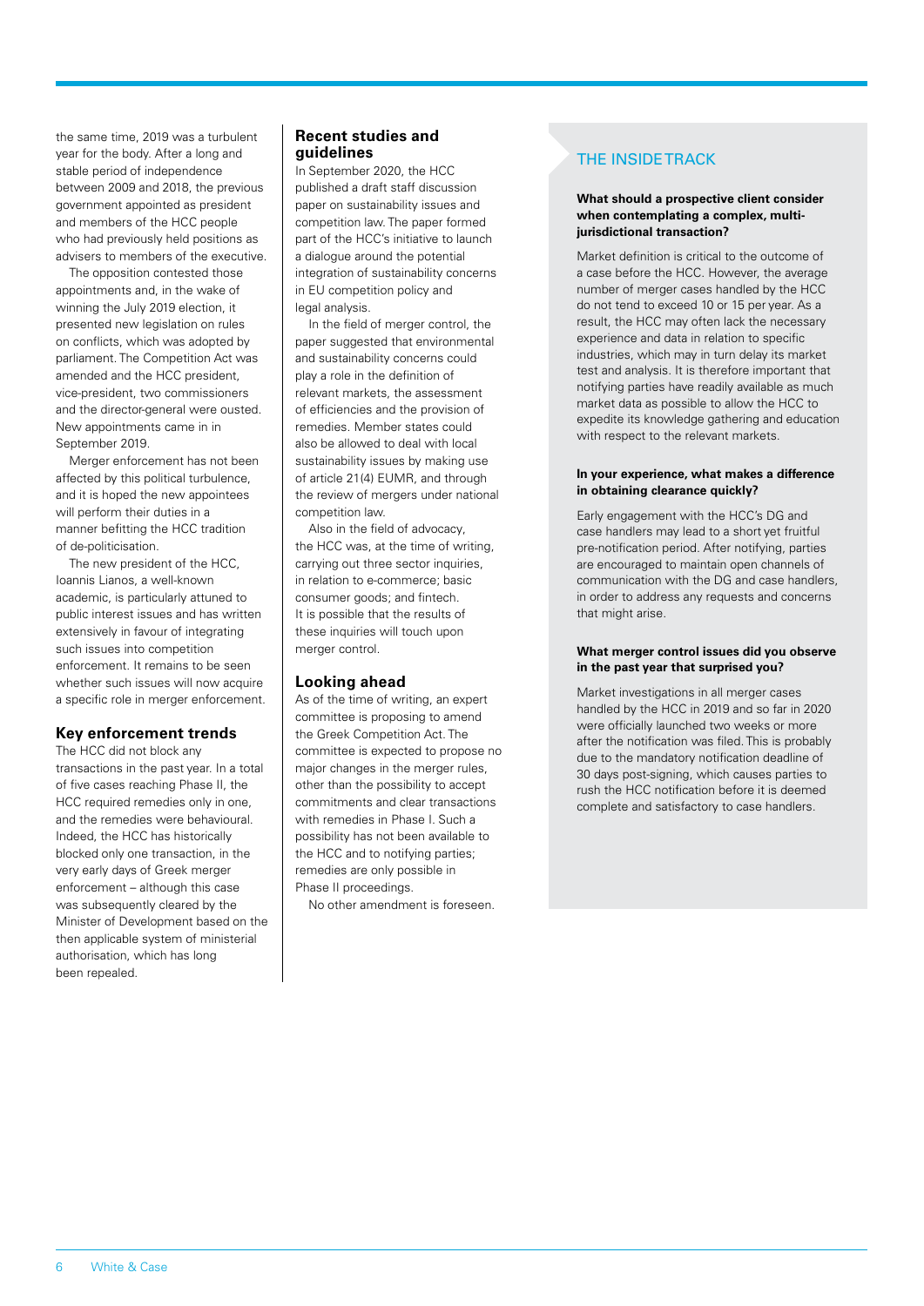the same time, 2019 was a turbulent year for the body. After a long and stable period of independence between 2009 and 2018, the previous government appointed as president and members of the HCC people who had previously held positions as advisers to members of the executive.

The opposition contested those appointments and, in the wake of winning the July 2019 election, it presented new legislation on rules on conflicts, which was adopted by parliament. The Competition Act was amended and the HCC president, vice-president, two commissioners and the director-general were ousted. New appointments came in in September 2019.

Merger enforcement has not been affected by this political turbulence, and it is hoped the new appointees will perform their duties in a manner befitting the HCC tradition of de-politicisation.

The new president of the HCC, Ioannis Lianos, a well-known academic, is particularly attuned to public interest issues and has written extensively in favour of integrating such issues into competition enforcement. It remains to be seen whether such issues will now acquire a specific role in merger enforcement.

## Key enforcement trends

The HCC did not block any transactions in the past year. In a total of five cases reaching Phase II, the HCC required remedies only in one, and the remedies were behavioural. Indeed, the HCC has historically blocked only one transaction, in the very early days of Greek merger enforcement – although this case was subsequently cleared by the Minister of Development based on the then applicable system of ministerial authorisation, which has long been repealed.

## Recent studies and guidelines

In September 2020, the HCC published a draft staff discussion paper on sustainability issues and competition law. The paper formed part of the HCC's initiative to launch a dialogue around the potential integration of sustainability concerns in EU competition policy and legal analysis.

In the field of merger control, the paper suggested that environmental and sustainability concerns could play a role in the definition of relevant markets, the assessment of efficiencies and the provision of remedies. Member states could also be allowed to deal with local sustainability issues by making use of article 21(4) EUMR, and through the review of mergers under national competition law.

Also in the field of advocacy, the HCC was, at the time of writing, carrying out three sector inquiries, in relation to e-commerce; basic consumer goods; and fintech. It is possible that the results of these inquiries will touch upon merger control.

## Looking ahead

As of the time of writing, an expert committee is proposing to amend the Greek Competition Act. The committee is expected to propose no major changes in the merger rules, other than the possibility to accept commitments and clear transactions with remedies in Phase I. Such a possibility has not been available to the HCC and to notifying parties; remedies are only possible in Phase II proceedings.

No other amendment is foreseen.

## THE INSIDE TRACK

**What should a prospective client consider when contemplating a complex, multi-jurisdictional transaction?**

Market definition is critical to the outcome of a case before the HCC. However, the average number of merger cases handled by the HCC do not tend to exceed 10 or 15 per year. As a result, the HCC may often lack the necessary experience and data in relation to specific industries, which may in turn delay its market test and analysis. It is therefore important that notifying parties have readily available as much market data as possible to allow the HCC to expedite its knowledge gathering and education with respect to the relevant markets.

**In your experience, what makes a difference in obtaining clearance quickly?**

Early engagement with the HCC's DG and case handlers may lead to a short yet fruitful pre-notification period. After notifying, parties are encouraged to maintain open channels of communication with the DG and case handlers, in order to address any requests and concerns that might arise.

**What merger control issues did you observe in the past year that surprised you?**

Market investigations in all merger cases handled by the HCC in 2019 and so far in 2020 were officially launched two weeks or more after the notification was filed. This is probably due to the mandatory notification deadline of 30 days post-signing, which causes parties to rush the HCC notification before it is deemed complete and satisfactory to case handlers.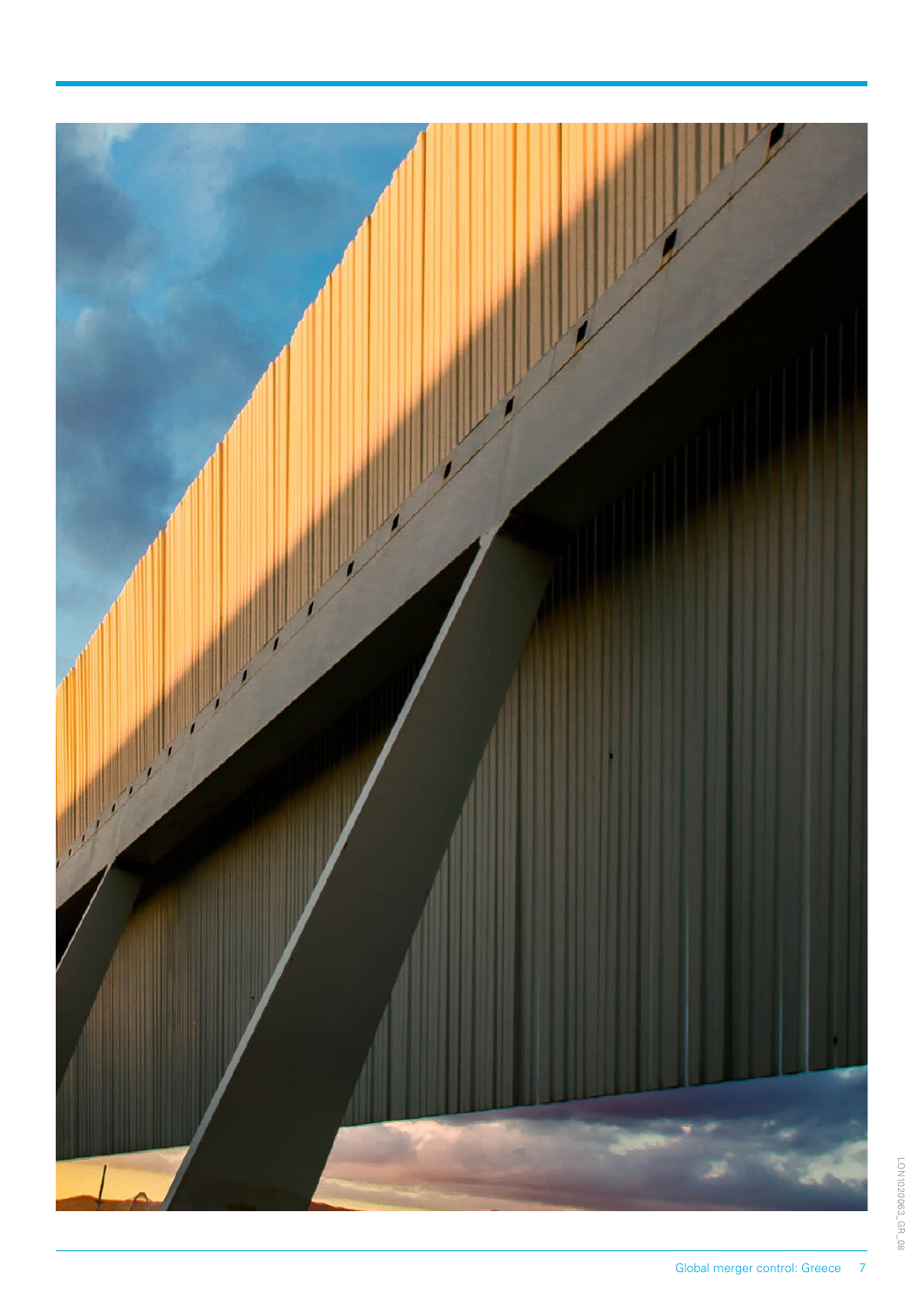LON1020063_GR_08